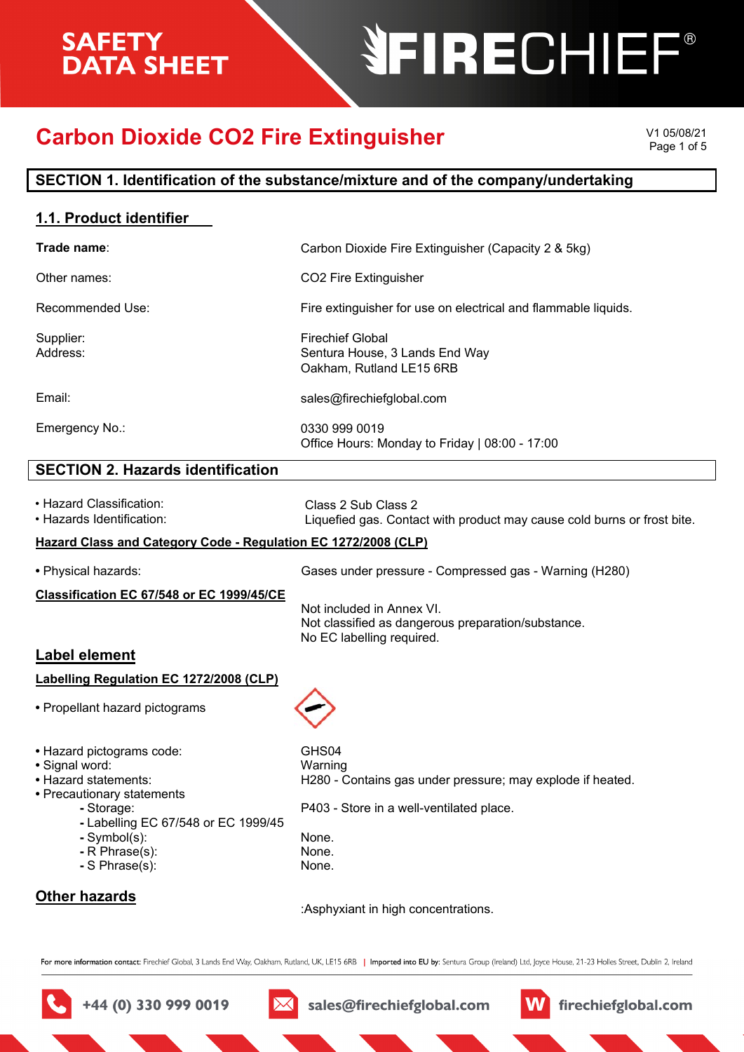# Carbon Dioxide CO2 Fire Extinguisher

V1 05/08/21

## SECTION 1. Identification of the substance/mixture and of the company/undertaking

### 1.1. Product identifier

| | |
|---|---|
| **Trade name**: | Carbon Dioxide Fire Extinguisher (Capacity 2 & 5kg) |
| Other names: | CO2 Fire Extinguisher |
| Recommended Use: | Fire extinguisher for use on electrical and flammable liquids. |
| Supplier:<br>Address: | Firechief Global<br>Sentura House, 3 Lands End Way<br>Oakham, Rutland LE15 6RB |
| Email: | sales@firechiefglobal.com |
| Emergency No.: | 0330 999 0019<br>Office Hours: Monday to Friday \| 08:00 - 17:00 |

## SECTION 2. Hazards identification

- Hazard Classification: Class 2 Sub Class 2
- Hazards Identification: Liquefied gas. Contact with product may cause cold burns or frost bite.

**Hazard Class and Category Code - Regulation EC 1272/2008 (CLP)**

- Physical hazards: Gases under pressure - Compressed gas - Warning (H280)

**Classification EC 67/548 or EC 1999/45/CE**

Not included in Annex VI.
Not classified as dangerous preparation/substance.
No EC labelling required.

### Label element

**Labelling Regulation EC 1272/2008 (CLP)**

- Propellant hazard pictograms

- Hazard pictograms code: GHS04
- Signal word: Warning
- Hazard statements: H280 - Contains gas under pressure; may explode if heated.
- Precautionary statements
  - Storage: P403 - Store in a well-ventilated place.
  - Labelling EC 67/548 or EC 1999/45
  - Symbol(s): None.
  - R Phrase(s): None.
  - S Phrase(s): None.

### Other hazards

:Asphyxiant in high concentrations.

For more information contact: Firechief Global, 3 Lands End Way, Oakham, Rutland, UK, LE15 6RB | Imported into EU by: Sentura Group (Ireland) Ltd, Joyce House, 21-23 Holles Street, Dublin 2, Ireland

+44 (0) 330 999 0019 | sales@firechiefglobal.com | firechiefglobal.com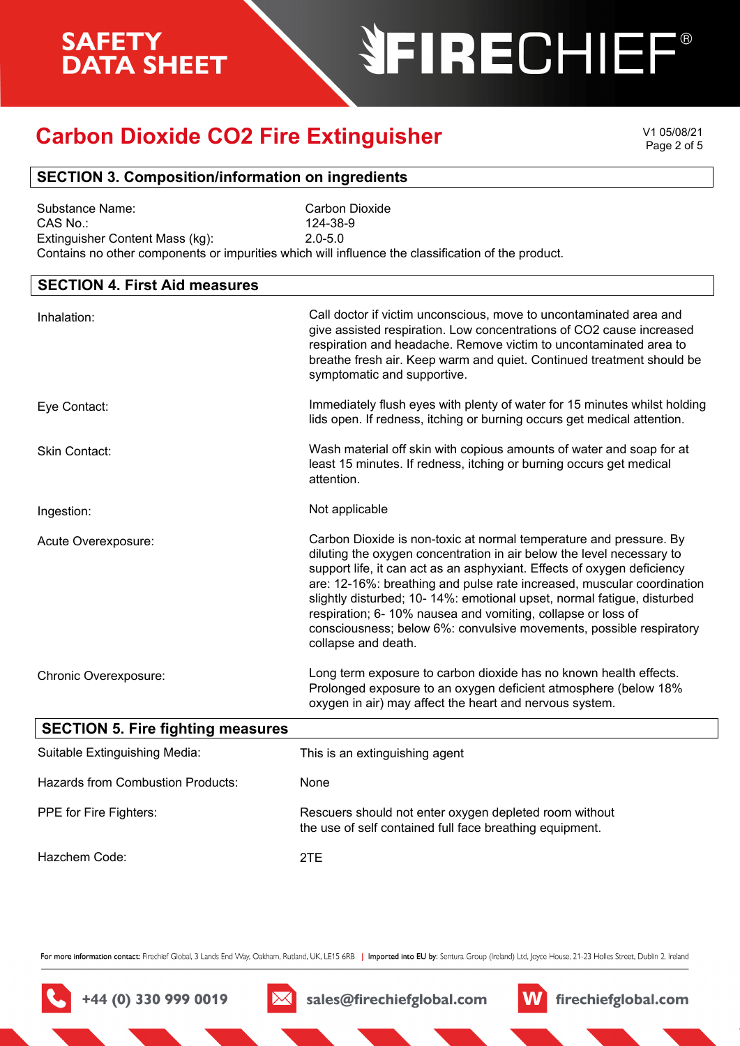# Carbon Dioxide CO2 Fire Extinguisher

V1 05/08/21

## SECTION 3. Composition/information on ingredients

| | |
|---|---|
| Substance Name: | Carbon Dioxide |
| CAS No.: | 124-38-9 |
| Extinguisher Content Mass (kg): | 2.0-5.0 |

Contains no other components or impurities which will influence the classification of the product.

## SECTION 4. First Aid measures

| | |
|---|---|
| Inhalation: | Call doctor if victim unconscious, move to uncontaminated area and give assisted respiration. Low concentrations of CO2 cause increased respiration and headache. Remove victim to uncontaminated area to breathe fresh air. Keep warm and quiet. Continued treatment should be symptomatic and supportive. |
| Eye Contact: | Immediately flush eyes with plenty of water for 15 minutes whilst holding lids open. If redness, itching or burning occurs get medical attention. |
| Skin Contact: | Wash material off skin with copious amounts of water and soap for at least 15 minutes. If redness, itching or burning occurs get medical attention. |
| Ingestion: | Not applicable |
| Acute Overexposure: | Carbon Dioxide is non-toxic at normal temperature and pressure. By diluting the oxygen concentration in air below the level necessary to support life, it can act as an asphyxiant. Effects of oxygen deficiency are: 12-16%: breathing and pulse rate increased, muscular coordination slightly disturbed; 10- 14%: emotional upset, normal fatigue, disturbed respiration; 6- 10% nausea and vomiting, collapse or loss of consciousness; below 6%: convulsive movements, possible respiratory collapse and death. |
| Chronic Overexposure: | Long term exposure to carbon dioxide has no known health effects. Prolonged exposure to an oxygen deficient atmosphere (below 18% oxygen in air) may affect the heart and nervous system. |

## SECTION 5. Fire fighting measures

| | |
|---|---|
| Suitable Extinguishing Media: | This is an extinguishing agent |
| Hazards from Combustion Products: | None |
| PPE for Fire Fighters: | Rescuers should not enter oxygen depleted room without the use of self contained full face breathing equipment. |
| Hazchem Code: | 2TE |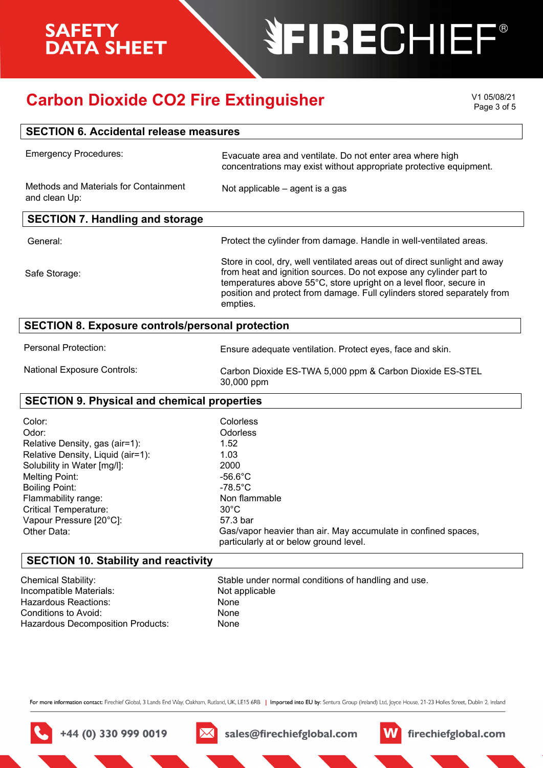## SECTION 6. Accidental release measures

| | |
|---|---|
| Emergency Procedures: | Evacuate area and ventilate. Do not enter area where high concentrations may exist without appropriate protective equipment. |
| Methods and Materials for Containment and clean Up: | Not applicable – agent is a gas |

## SECTION 7. Handling and storage

| | |
|---|---|
| General: | Protect the cylinder from damage. Handle in well-ventilated areas. |
| Safe Storage: | Store in cool, dry, well ventilated areas out of direct sunlight and away from heat and ignition sources. Do not expose any cylinder part to temperatures above 55°C, store upright on a level floor, secure in position and protect from damage. Full cylinders stored separately from empties. |

## SECTION 8. Exposure controls/personal protection

| | |
|---|---|
| Personal Protection: | Ensure adequate ventilation. Protect eyes, face and skin. |
| National Exposure Controls: | Carbon Dioxide ES-TWA 5,000 ppm & Carbon Dioxide ES-STEL 30,000 ppm |

## SECTION 9. Physical and chemical properties

| | |
|---|---|
| Color: | Colorless |
| Odor: | Odorless |
| Relative Density, gas (air=1): | 1.52 |
| Relative Density, Liquid (air=1): | 1.03 |
| Solubility in Water [mg/l]: | 2000 |
| Melting Point: | -56.6°C |
| Boiling Point: | -78.5°C |
| Flammability range: | Non flammable |
| Critical Temperature: | 30°C |
| Vapour Pressure [20°C]: | 57.3 bar |
| Other Data: | Gas/vapor heavier than air. May accumulate in confined spaces, particularly at or below ground level. |

## SECTION 10. Stability and reactivity

| | |
|---|---|
| Chemical Stability: | Stable under normal conditions of handling and use. |
| Incompatible Materials: | Not applicable |
| Hazardous Reactions: | None |
| Conditions to Avoid: | None |
| Hazardous Decomposition Products: | None |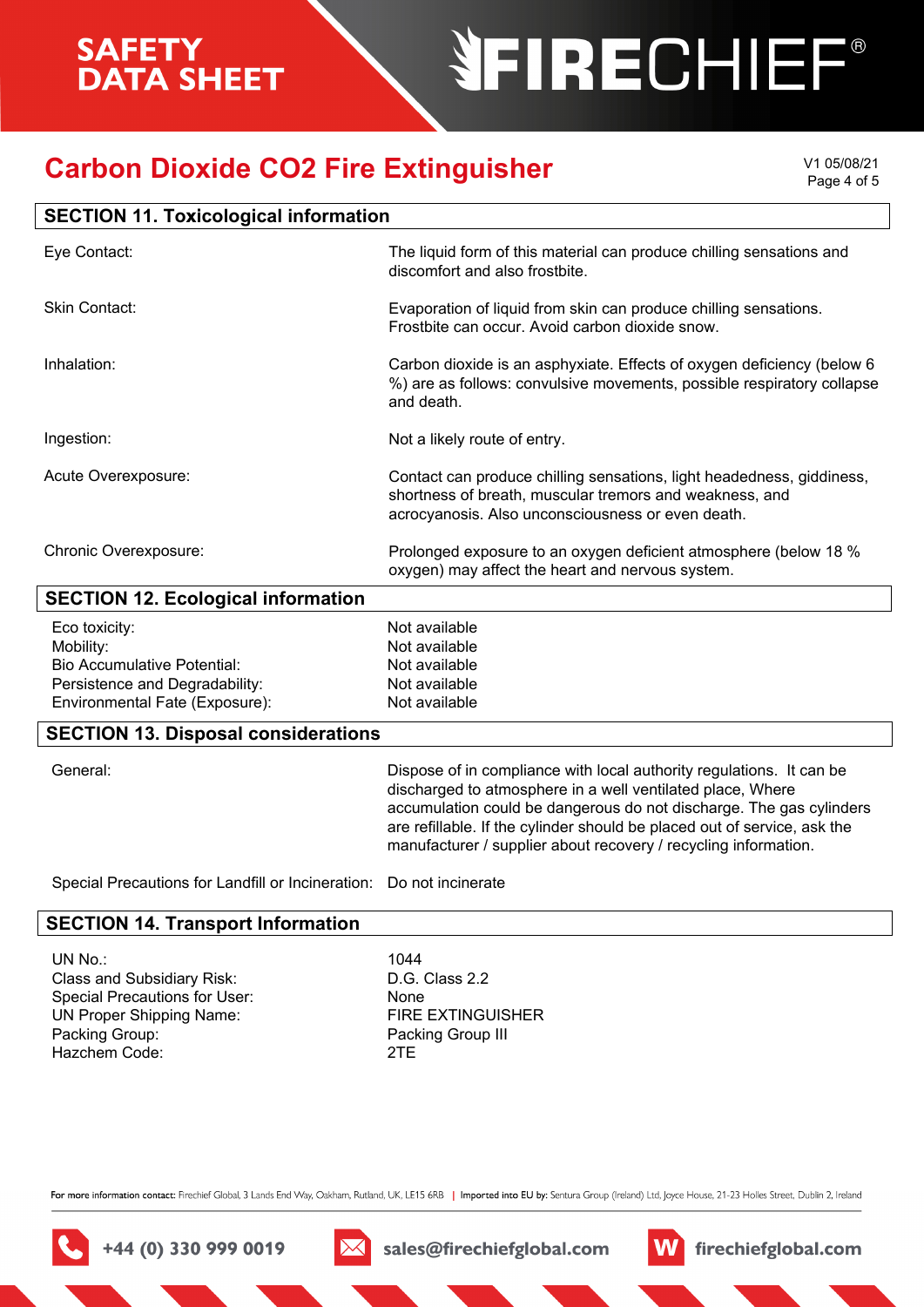## SECTION 11. Toxicological information

| | |
|---|---|
| Eye Contact: | The liquid form of this material can produce chilling sensations and discomfort and also frostbite. |
| Skin Contact: | Evaporation of liquid from skin can produce chilling sensations. Frostbite can occur. Avoid carbon dioxide snow. |
| Inhalation: | Carbon dioxide is an asphyxiate. Effects of oxygen deficiency (below 6 %) are as follows: convulsive movements, possible respiratory collapse and death. |
| Ingestion: | Not a likely route of entry. |
| Acute Overexposure: | Contact can produce chilling sensations, light headedness, giddiness, shortness of breath, muscular tremors and weakness, and acrocyanosis. Also unconsciousness or even death. |
| Chronic Overexposure: | Prolonged exposure to an oxygen deficient atmosphere (below 18 % oxygen) may affect the heart and nervous system. |

## SECTION 12. Ecological information

| | |
|---|---|
| Eco toxicity: | Not available |
| Mobility: | Not available |
| Bio Accumulative Potential: | Not available |
| Persistence and Degradability: | Not available |
| Environmental Fate (Exposure): | Not available |

## SECTION 13. Disposal considerations

| | |
|---|---|
| General: | Dispose of in compliance with local authority regulations. It can be discharged to atmosphere in a well ventilated place, Where accumulation could be dangerous do not discharge. The gas cylinders are refillable. If the cylinder should be placed out of service, ask the manufacturer / supplier about recovery / recycling information. |
| Special Precautions for Landfill or Incineration: | Do not incinerate |

## SECTION 14. Transport Information

| | |
|---|---|
| UN No.: | 1044 |
| Class and Subsidiary Risk: | D.G. Class 2.2 |
| Special Precautions for User: | None |
| UN Proper Shipping Name: | FIRE EXTINGUISHER |
| Packing Group: | Packing Group III |
| Hazchem Code: | 2TE |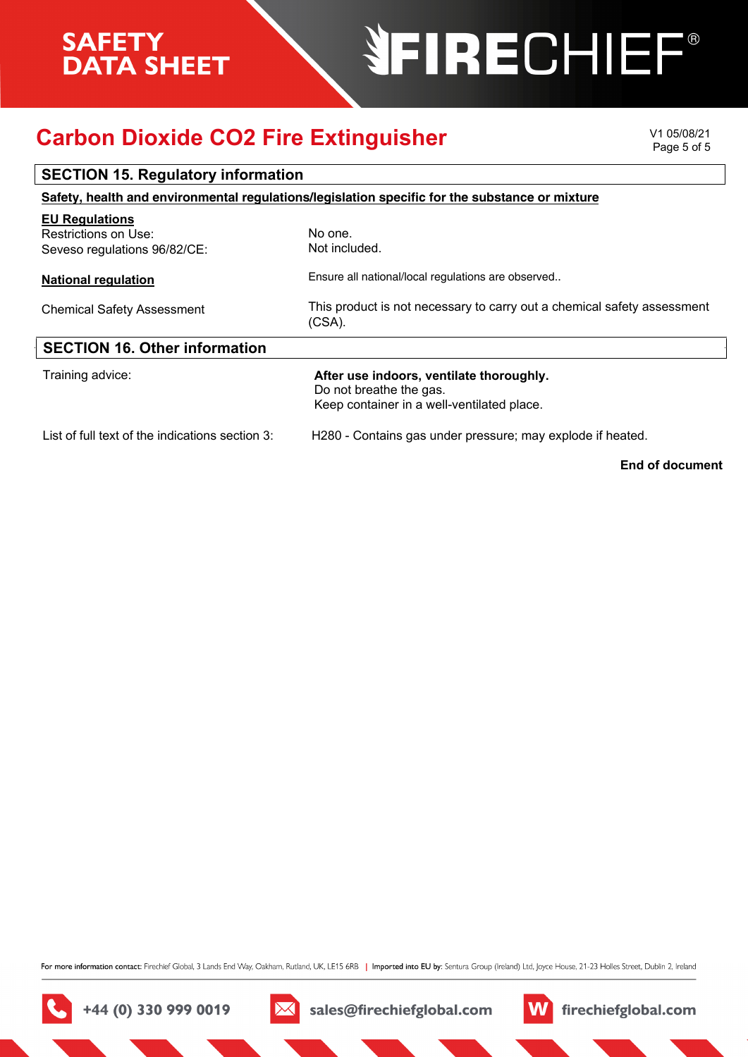## SECTION 15. Regulatory information

**Safety, health and environmental regulations/legislation specific for the substance or mixture**

**EU Regulations**

| | |
|---|---|
| Restrictions on Use: | No one. |
| Seveso regulations 96/82/CE: | Not included. |
| **National regulation** | Ensure all national/local regulations are observed.. |
| Chemical Safety Assessment | This product is not necessary to carry out a chemical safety assessment (CSA). |

## SECTION 16. Other information

| | |
|---|---|
| Training advice: | **After use indoors, ventilate thoroughly.** Do not breathe the gas. Keep container in a well-ventilated place. |
| List of full text of the indications section 3: | H280 - Contains gas under pressure; may explode if heated. |

**End of document**